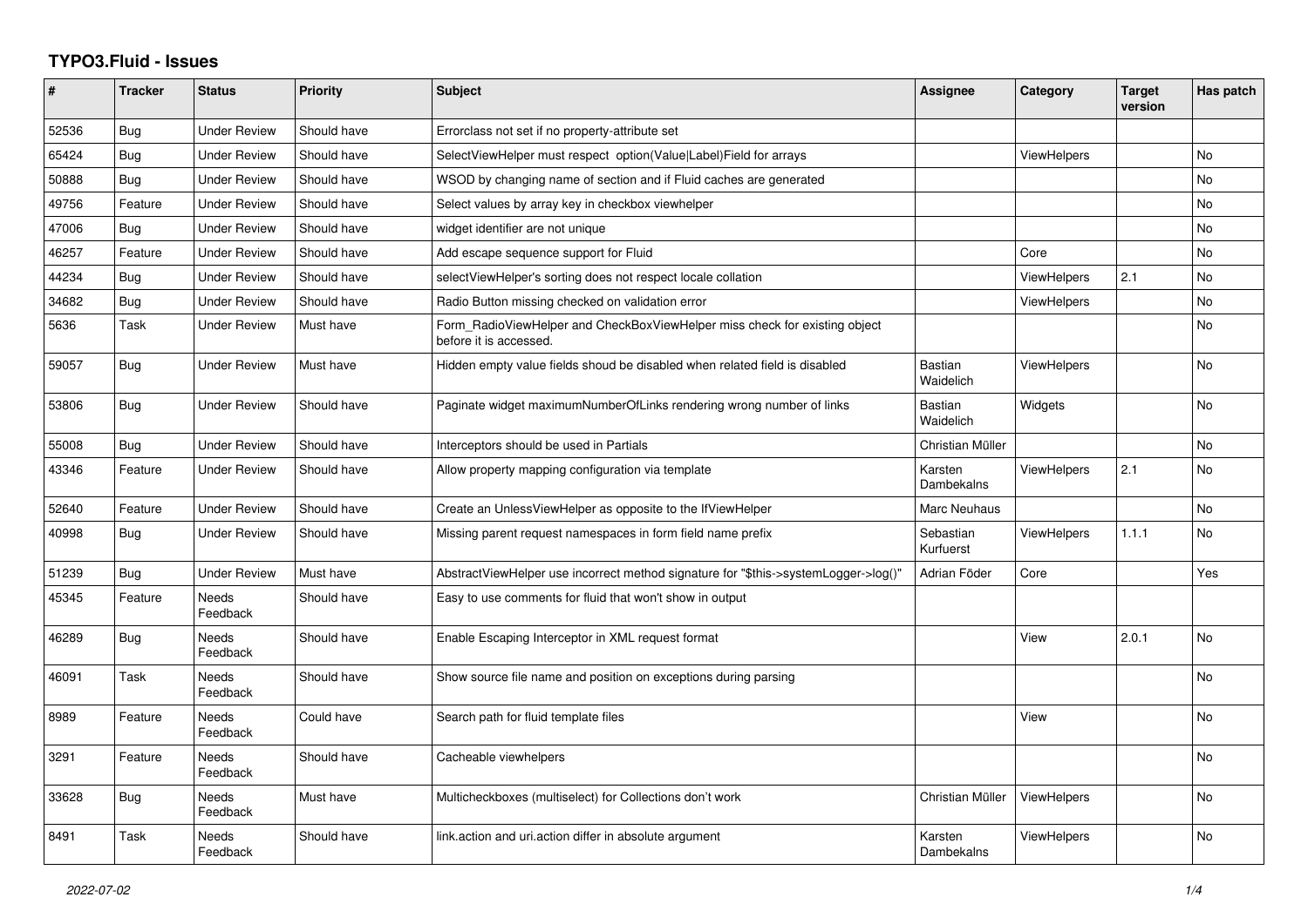# TYPO3.Fluid - Issues

| # | Tracker | Status | Priority | Subject | Assignee | Category | Target version | Has patch |
|---|---|---|---|---|---|---|---|---|
| 52536 | Bug | Under Review | Should have | Errorclass not set if no property-attribute set | | | | |
| 65424 | Bug | Under Review | Should have | SelectViewHelper must respect option(Value|Label)Field for arrays | | ViewHelpers | | No |
| 50888 | Bug | Under Review | Should have | WSOD by changing name of section and if Fluid caches are generated | | | | No |
| 49756 | Feature | Under Review | Should have | Select values by array key in checkbox viewhelper | | | | No |
| 47006 | Bug | Under Review | Should have | widget identifier are not unique | | | | No |
| 46257 | Feature | Under Review | Should have | Add escape sequence support for Fluid | | Core | | No |
| 44234 | Bug | Under Review | Should have | selectViewHelper's sorting does not respect locale collation | | ViewHelpers | 2.1 | No |
| 34682 | Bug | Under Review | Should have | Radio Button missing checked on validation error | | ViewHelpers | | No |
| 5636 | Task | Under Review | Must have | Form_RadioViewHelper and CheckBoxViewHelper miss check for existing object before it is accessed. | | | | No |
| 59057 | Bug | Under Review | Must have | Hidden empty value fields shoud be disabled when related field is disabled | Bastian Waidelich | ViewHelpers | | No |
| 53806 | Bug | Under Review | Should have | Paginate widget maximumNumberOfLinks rendering wrong number of links | Bastian Waidelich | Widgets | | No |
| 55008 | Bug | Under Review | Should have | Interceptors should be used in Partials | Christian Müller | | | No |
| 43346 | Feature | Under Review | Should have | Allow property mapping configuration via template | Karsten Dambekalns | ViewHelpers | 2.1 | No |
| 52640 | Feature | Under Review | Should have | Create an UnlessViewHelper as opposite to the IfViewHelper | Marc Neuhaus | | | No |
| 40998 | Bug | Under Review | Should have | Missing parent request namespaces in form field name prefix | Sebastian Kurfuerst | ViewHelpers | 1.1.1 | No |
| 51239 | Bug | Under Review | Must have | AbstractViewHelper use incorrect method signature for "$this->systemLogger->log()" | Adrian Föder | Core | | Yes |
| 45345 | Feature | Needs Feedback | Should have | Easy to use comments for fluid that won't show in output | | | | |
| 46289 | Bug | Needs Feedback | Should have | Enable Escaping Interceptor in XML request format | | View | 2.0.1 | No |
| 46091 | Task | Needs Feedback | Should have | Show source file name and position on exceptions during parsing | | | | No |
| 8989 | Feature | Needs Feedback | Could have | Search path for fluid template files | | View | | No |
| 3291 | Feature | Needs Feedback | Should have | Cacheable viewhelpers | | | | No |
| 33628 | Bug | Needs Feedback | Must have | Multicheckboxes (multiselect) for Collections don't work | Christian Müller | ViewHelpers | | No |
| 8491 | Task | Needs Feedback | Should have | link.action and uri.action differ in absolute argument | Karsten Dambekalns | ViewHelpers | | No |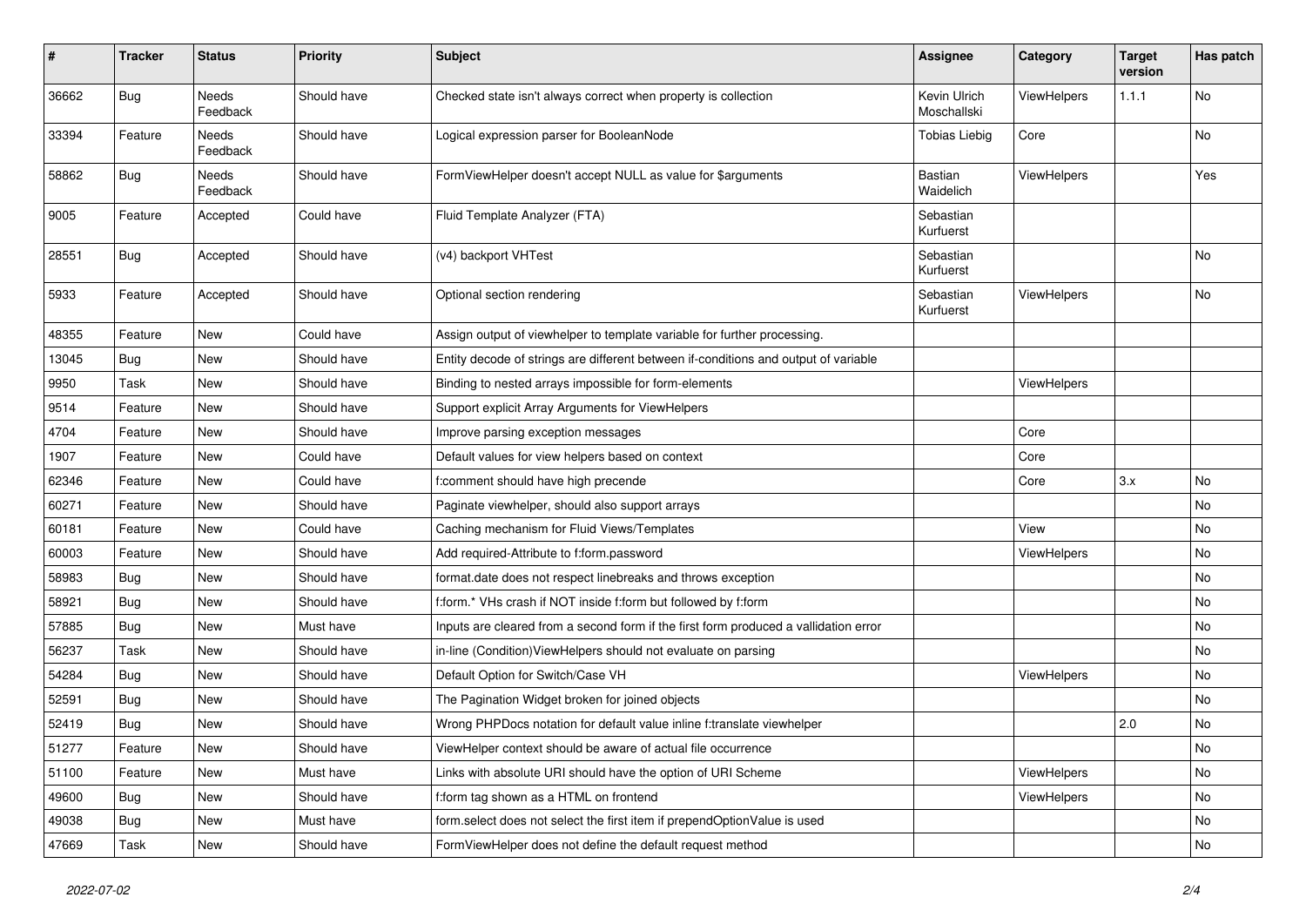| # | Tracker | Status | Priority | Subject | Assignee | Category | Target version | Has patch |
|---|---|---|---|---|---|---|---|---|
| 36662 | Bug | Needs Feedback | Should have | Checked state isn't always correct when property is collection | Kevin Ulrich Moschallski | ViewHelpers | 1.1.1 | No |
| 33394 | Feature | Needs Feedback | Should have | Logical expression parser for BooleanNode | Tobias Liebig | Core | | No |
| 58862 | Bug | Needs Feedback | Should have | FormViewHelper doesn't accept NULL as value for $arguments | Bastian Waidelich | ViewHelpers | | Yes |
| 9005 | Feature | Accepted | Could have | Fluid Template Analyzer (FTA) | Sebastian Kurfuerst | | | |
| 28551 | Bug | Accepted | Should have | (v4) backport VHTest | Sebastian Kurfuerst | | | No |
| 5933 | Feature | Accepted | Should have | Optional section rendering | Sebastian Kurfuerst | ViewHelpers | | No |
| 48355 | Feature | New | Could have | Assign output of viewhelper to template variable for further processing. | | | | |
| 13045 | Bug | New | Should have | Entity decode of strings are different between if-conditions and output of variable | | | | |
| 9950 | Task | New | Should have | Binding to nested arrays impossible for form-elements | | ViewHelpers | | |
| 9514 | Feature | New | Should have | Support explicit Array Arguments for ViewHelpers | | | | |
| 4704 | Feature | New | Should have | Improve parsing exception messages | | Core | | |
| 1907 | Feature | New | Could have | Default values for view helpers based on context | | Core | | |
| 62346 | Feature | New | Could have | f:comment should have high precende | | Core | 3.x | No |
| 60271 | Feature | New | Should have | Paginate viewhelper, should also support arrays | | | | No |
| 60181 | Feature | New | Could have | Caching mechanism for Fluid Views/Templates | | View | | No |
| 60003 | Feature | New | Should have | Add required-Attribute to f:form.password | | ViewHelpers | | No |
| 58983 | Bug | New | Should have | format.date does not respect linebreaks and throws exception | | | | No |
| 58921 | Bug | New | Should have | f:form.* VHs crash if NOT inside f:form but followed by f:form | | | | No |
| 57885 | Bug | New | Must have | Inputs are cleared from a second form if the first form produced a vallidation error | | | | No |
| 56237 | Task | New | Should have | in-line (Condition)ViewHelpers should not evaluate on parsing | | | | No |
| 54284 | Bug | New | Should have | Default Option for Switch/Case VH | | ViewHelpers | | No |
| 52591 | Bug | New | Should have | The Pagination Widget broken for joined objects | | | | No |
| 52419 | Bug | New | Should have | Wrong PHPDocs notation for default value inline f:translate viewhelper | | | 2.0 | No |
| 51277 | Feature | New | Should have | ViewHelper context should be aware of actual file occurrence | | | | No |
| 51100 | Feature | New | Must have | Links with absolute URI should have the option of URI Scheme | | ViewHelpers | | No |
| 49600 | Bug | New | Should have | f:form tag shown as a HTML on frontend | | ViewHelpers | | No |
| 49038 | Bug | New | Must have | form.select does not select the first item if prependOptionValue is used | | | | No |
| 47669 | Task | New | Should have | FormViewHelper does not define the default request method | | | | No |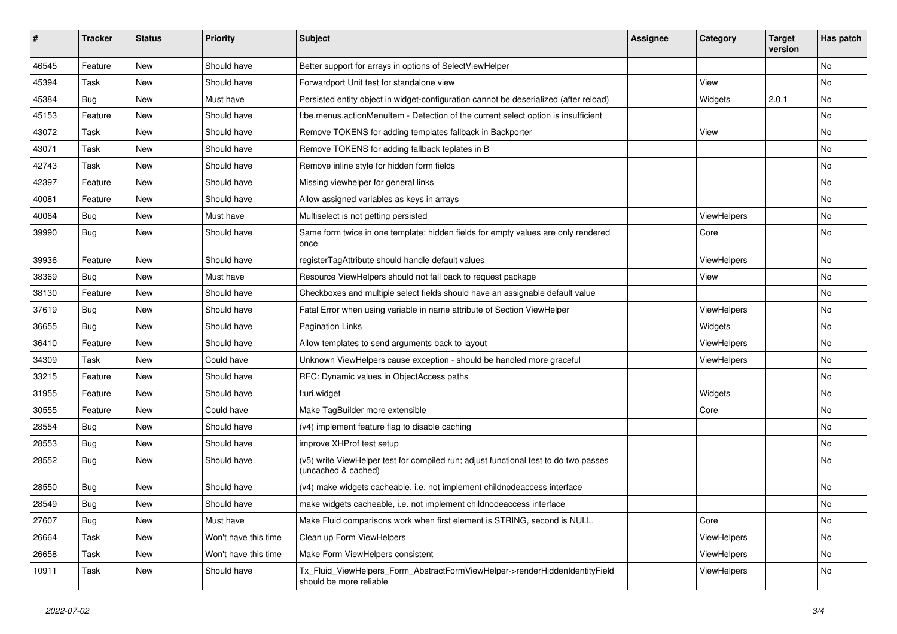| # | Tracker | Status | Priority | Subject | Assignee | Category | Target version | Has patch |
|---|---|---|---|---|---|---|---|---|
| 46545 | Feature | New | Should have | Better support for arrays in options of SelectViewHelper | | | | No |
| 45394 | Task | New | Should have | Forwardport Unit test for standalone view | | View | | No |
| 45384 | Bug | New | Must have | Persisted entity object in widget-configuration cannot be deserialized (after reload) | | Widgets | 2.0.1 | No |
| 45153 | Feature | New | Should have | f:be.menus.actionMenuItem - Detection of the current select option is insufficient | | | | No |
| 43072 | Task | New | Should have | Remove TOKENS for adding templates fallback in Backporter | | View | | No |
| 43071 | Task | New | Should have | Remove TOKENS for adding fallback teplates in B | | | | No |
| 42743 | Task | New | Should have | Remove inline style for hidden form fields | | | | No |
| 42397 | Feature | New | Should have | Missing viewhelper for general links | | | | No |
| 40081 | Feature | New | Should have | Allow assigned variables as keys in arrays | | | | No |
| 40064 | Bug | New | Must have | Multiselect is not getting persisted | | ViewHelpers | | No |
| 39990 | Bug | New | Should have | Same form twice in one template: hidden fields for empty values are only rendered once | | Core | | No |
| 39936 | Feature | New | Should have | registerTagAttribute should handle default values | | ViewHelpers | | No |
| 38369 | Bug | New | Must have | Resource ViewHelpers should not fall back to request package | | View | | No |
| 38130 | Feature | New | Should have | Checkboxes and multiple select fields should have an assignable default value | | | | No |
| 37619 | Bug | New | Should have | Fatal Error when using variable in name attribute of Section ViewHelper | | ViewHelpers | | No |
| 36655 | Bug | New | Should have | Pagination Links | | Widgets | | No |
| 36410 | Feature | New | Should have | Allow templates to send arguments back to layout | | ViewHelpers | | No |
| 34309 | Task | New | Could have | Unknown ViewHelpers cause exception - should be handled more graceful | | ViewHelpers | | No |
| 33215 | Feature | New | Should have | RFC: Dynamic values in ObjectAccess paths | | | | No |
| 31955 | Feature | New | Should have | f:uri.widget | | Widgets | | No |
| 30555 | Feature | New | Could have | Make TagBuilder more extensible | | Core | | No |
| 28554 | Bug | New | Should have | (v4) implement feature flag to disable caching | | | | No |
| 28553 | Bug | New | Should have | improve XHProf test setup | | | | No |
| 28552 | Bug | New | Should have | (v5) write ViewHelper test for compiled run; adjust functional test to do two passes (uncached & cached) | | | | No |
| 28550 | Bug | New | Should have | (v4) make widgets cacheable, i.e. not implement childnodeaccess interface | | | | No |
| 28549 | Bug | New | Should have | make widgets cacheable, i.e. not implement childnodeaccess interface | | | | No |
| 27607 | Bug | New | Must have | Make Fluid comparisons work when first element is STRING, second is NULL. | | Core | | No |
| 26664 | Task | New | Won't have this time | Clean up Form ViewHelpers | | ViewHelpers | | No |
| 26658 | Task | New | Won't have this time | Make Form ViewHelpers consistent | | ViewHelpers | | No |
| 10911 | Task | New | Should have | Tx_Fluid_ViewHelpers_Form_AbstractFormViewHelper->renderHiddenIdentityField should be more reliable | | ViewHelpers | | No |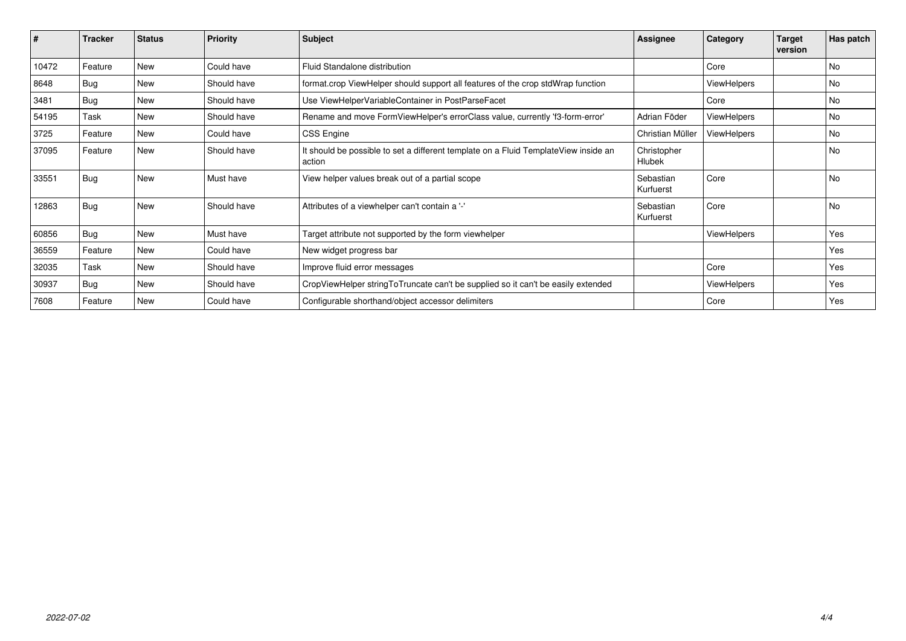| # | Tracker | Status | Priority | Subject | Assignee | Category | Target version | Has patch |
|---|---|---|---|---|---|---|---|---|
| 10472 | Feature | New | Could have | Fluid Standalone distribution | | Core | | No |
| 8648 | Bug | New | Should have | format.crop ViewHelper should support all features of the crop stdWrap function | | ViewHelpers | | No |
| 3481 | Bug | New | Should have | Use ViewHelperVariableContainer in PostParseFacet | | Core | | No |
| 54195 | Task | New | Should have | Rename and move FormViewHelper's errorClass value, currently 'f3-form-error' | Adrian Föder | ViewHelpers | | No |
| 3725 | Feature | New | Could have | CSS Engine | Christian Müller | ViewHelpers | | No |
| 37095 | Feature | New | Should have | It should be possible to set a different template on a Fluid TemplateView inside an action | Christopher Hlubek | | | No |
| 33551 | Bug | New | Must have | View helper values break out of a partial scope | Sebastian Kurfuerst | Core | | No |
| 12863 | Bug | New | Should have | Attributes of a viewhelper can't contain a '-' | Sebastian Kurfuerst | Core | | No |
| 60856 | Bug | New | Must have | Target attribute not supported by the form viewhelper | | ViewHelpers | | Yes |
| 36559 | Feature | New | Could have | New widget progress bar | | | | Yes |
| 32035 | Task | New | Should have | Improve fluid error messages | | Core | | Yes |
| 30937 | Bug | New | Should have | CropViewHelper stringToTruncate can't be supplied so it can't be easily extended | | ViewHelpers | | Yes |
| 7608 | Feature | New | Could have | Configurable shorthand/object accessor delimiters | | Core | | Yes |